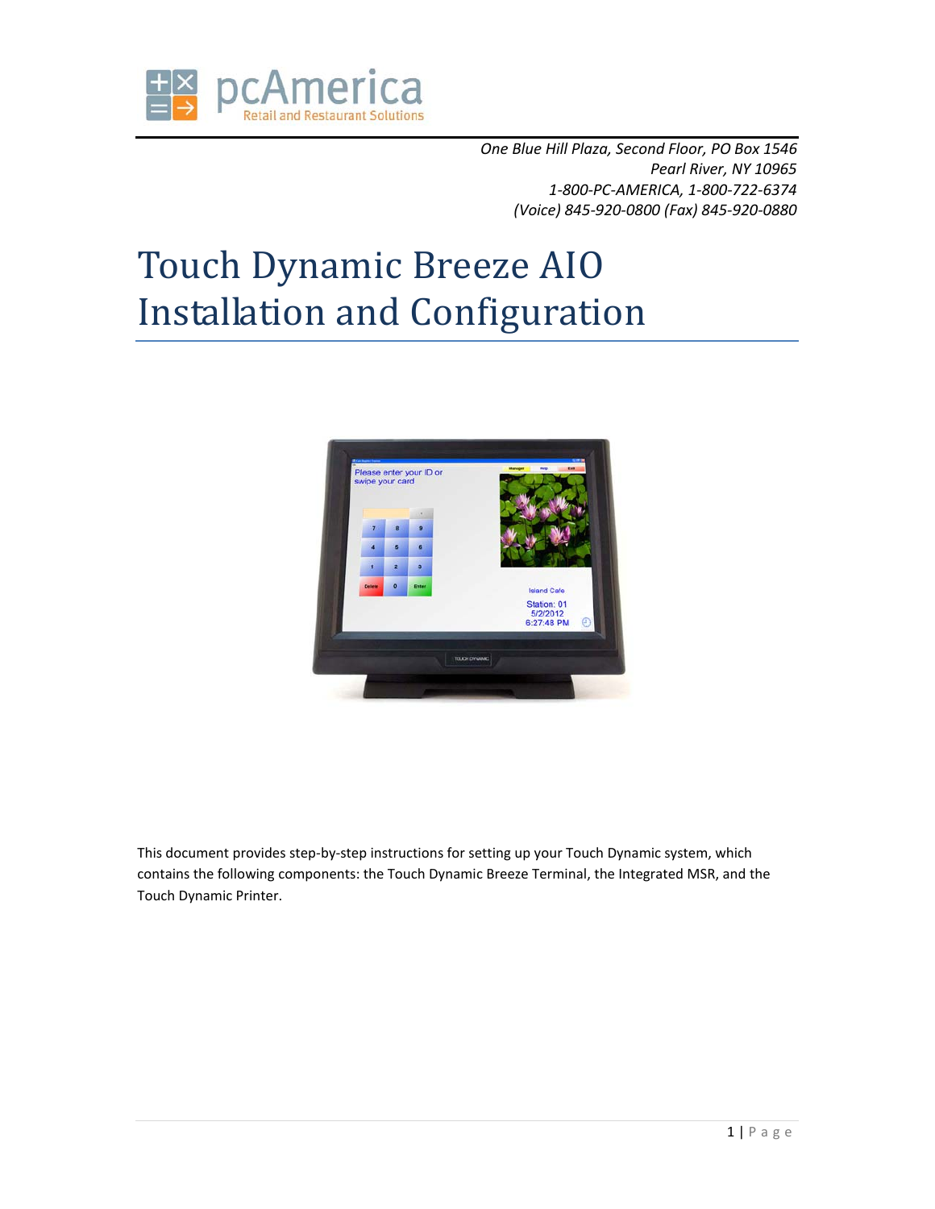pcAmerica
Retail and Restaurant Solutions

*One Blue Hill Plaza, Second Floor, PO Box 1546*
*Pearl River, NY 10965*
*1-800-PC-AMERICA, 1-800-722-6374*
*(Voice) 845-920-0800 (Fax) 845-920-0880*

# Touch Dynamic Breeze AIO Installation and Configuration

This document provides step-by-step instructions for setting up your Touch Dynamic system, which contains the following components: the Touch Dynamic Breeze Terminal, the Integrated MSR, and the Touch Dynamic Printer.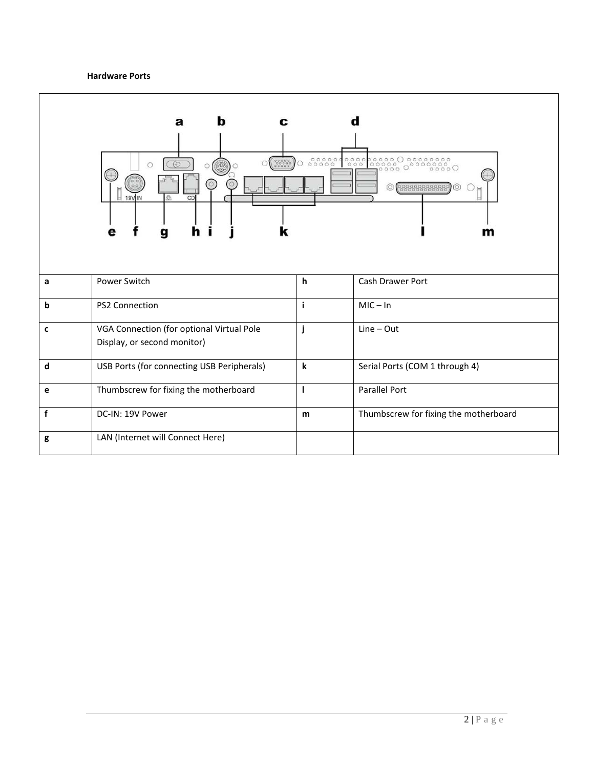**Hardware Ports**

| | | | |
|---|---|---|---|
| a | Power Switch | h | Cash Drawer Port |
| b | PS2 Connection | i | MIC – In |
| c | VGA Connection (for optional Virtual Pole Display, or second monitor) | j | Line – Out |
| d | USB Ports (for connecting USB Peripherals) | k | Serial Ports (COM 1 through 4) |
| e | Thumbscrew for fixing the motherboard | l | Parallel Port |
| f | DC-IN: 19V Power | m | Thumbscrew for fixing the motherboard |
| g | LAN (Internet will Connect Here) | | |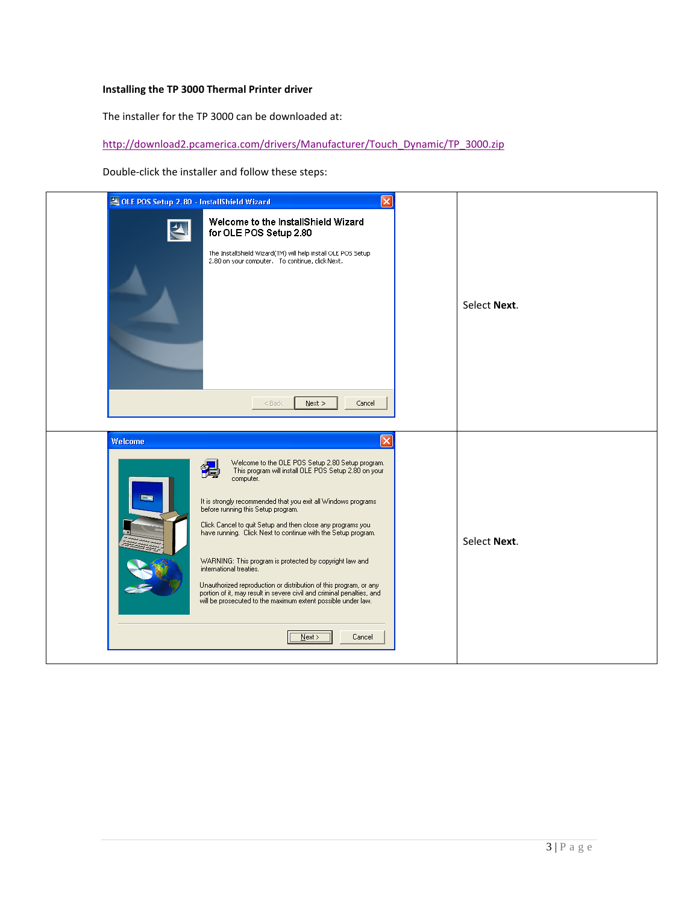**Installing the TP 3000 Thermal Printer driver**

The installer for the TP 3000 can be downloaded at:

http://download2.pcamerica.com/drivers/Manufacturer/Touch_Dynamic/TP_3000.zip

Double-click the installer and follow these steps:

| | |
|---|---|
| OLE POS Setup 2.80 - InstallShield Wizard<br>Welcome to the InstallShield Wizard for OLE POS Setup 2.80<br>The InstallShield Wizard(TM) will help install OLE POS Setup 2.80 on your computer. To continue, click Next.<br>< Back   Next >   Cancel | Select **Next**. |
| Welcome<br>Welcome to the OLE POS Setup 2.80 Setup program. This program will install OLE POS Setup 2.80 on your computer.<br>It is strongly recommended that you exit all Windows programs before running this Setup program.<br>Click Cancel to quit Setup and then close any programs you have running. Click Next to continue with the Setup program.<br>WARNING: This program is protected by copyright law and international treaties.<br>Unauthorized reproduction or distribution of this program, or any portion of it, may result in severe civil and criminal penalties, and will be prosecuted to the maximum extent possible under law.<br>Next >   Cancel | Select **Next**. |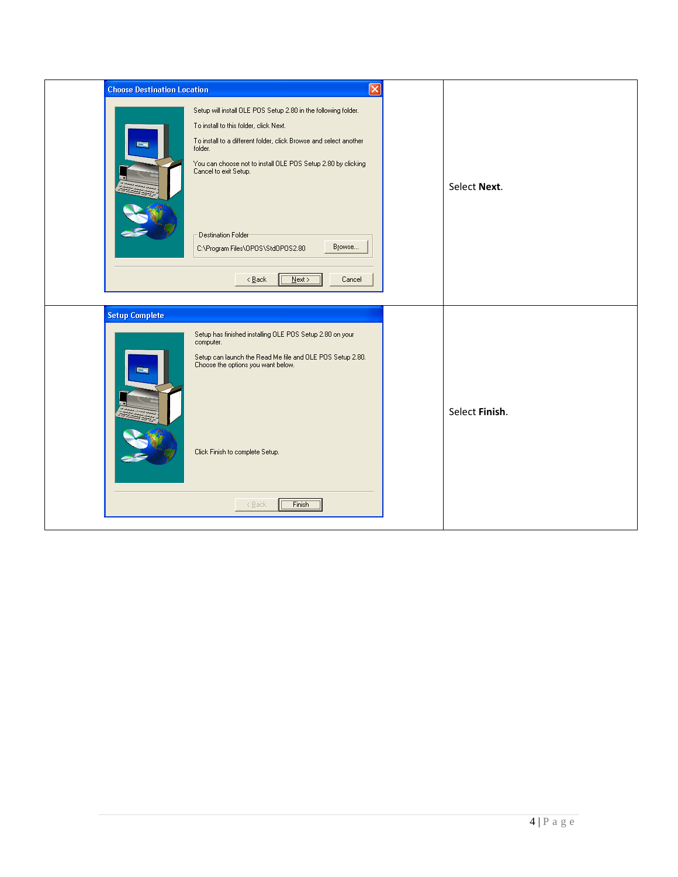| | |
|---|---|
| **Choose Destination Location**<br><br>Setup will install OLE POS Setup 2.80 in the following folder.<br><br>To install to this folder, click Next.<br><br>To install to a different folder, click Browse and select another folder.<br><br>You can choose not to install OLE POS Setup 2.80 by clicking Cancel to exit Setup.<br><br>Destination Folder<br>C:\Program Files\OPOS\StdOPOS2.80 [Browse...]<br><br>[< Back] [Next >] [Cancel] | Select **Next**. |
| **Setup Complete**<br><br>Setup has finished installing OLE POS Setup 2.80 on your computer.<br><br>Setup can launch the Read Me file and OLE POS Setup 2.80. Choose the options you want below.<br><br>Click Finish to complete Setup.<br><br>[< Back] [Finish] | Select **Finish**. |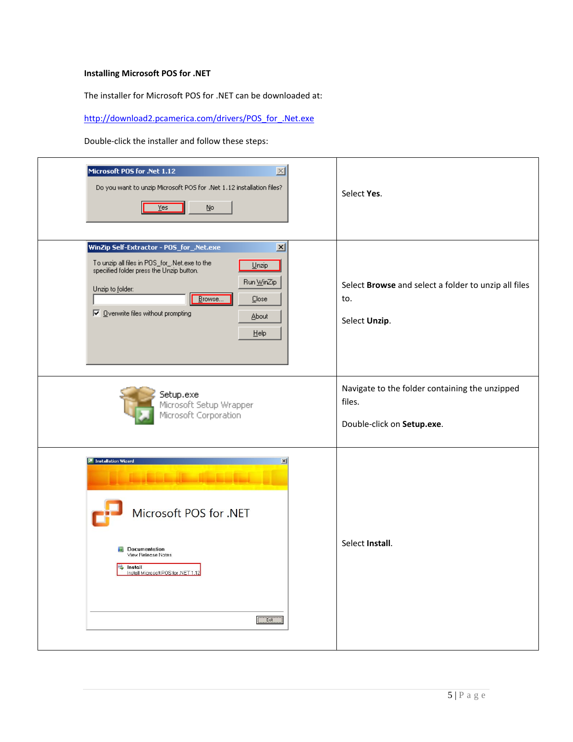**Installing Microsoft POS for .NET**

The installer for Microsoft POS for .NET can be downloaded at:

http://download2.pcamerica.com/drivers/POS_for_.Net.exe

Double-click the installer and follow these steps:

| | |
|---|---|
| Microsoft POS for .Net 1.12<br>Do you want to unzip Microsoft POS for .Net 1.12 installation files?<br>Yes No | Select **Yes**. |
| WinZip Self-Extractor - POS_for_.Net.exe<br>To unzip all files in POS_for_.Net.exe to the specified folder press the Unzip button.<br>Unzip to folder:<br>Browse...<br>Overwrite files without prompting<br>Unzip Run WinZip Close About Help | Select **Browse** and select a folder to unzip all files to.<br><br>Select **Unzip**. |
| Setup.exe<br>Microsoft Setup Wrapper<br>Microsoft Corporation | Navigate to the folder containing the unzipped files.<br><br>Double-click on **Setup.exe**. |
| Installation Wizard<br>Microsoft POS for .NET<br>Documentation<br>View Release Notes<br>Install<br>Install Microsoft POS for .NET 1.12<br>Exit | Select **Install**. |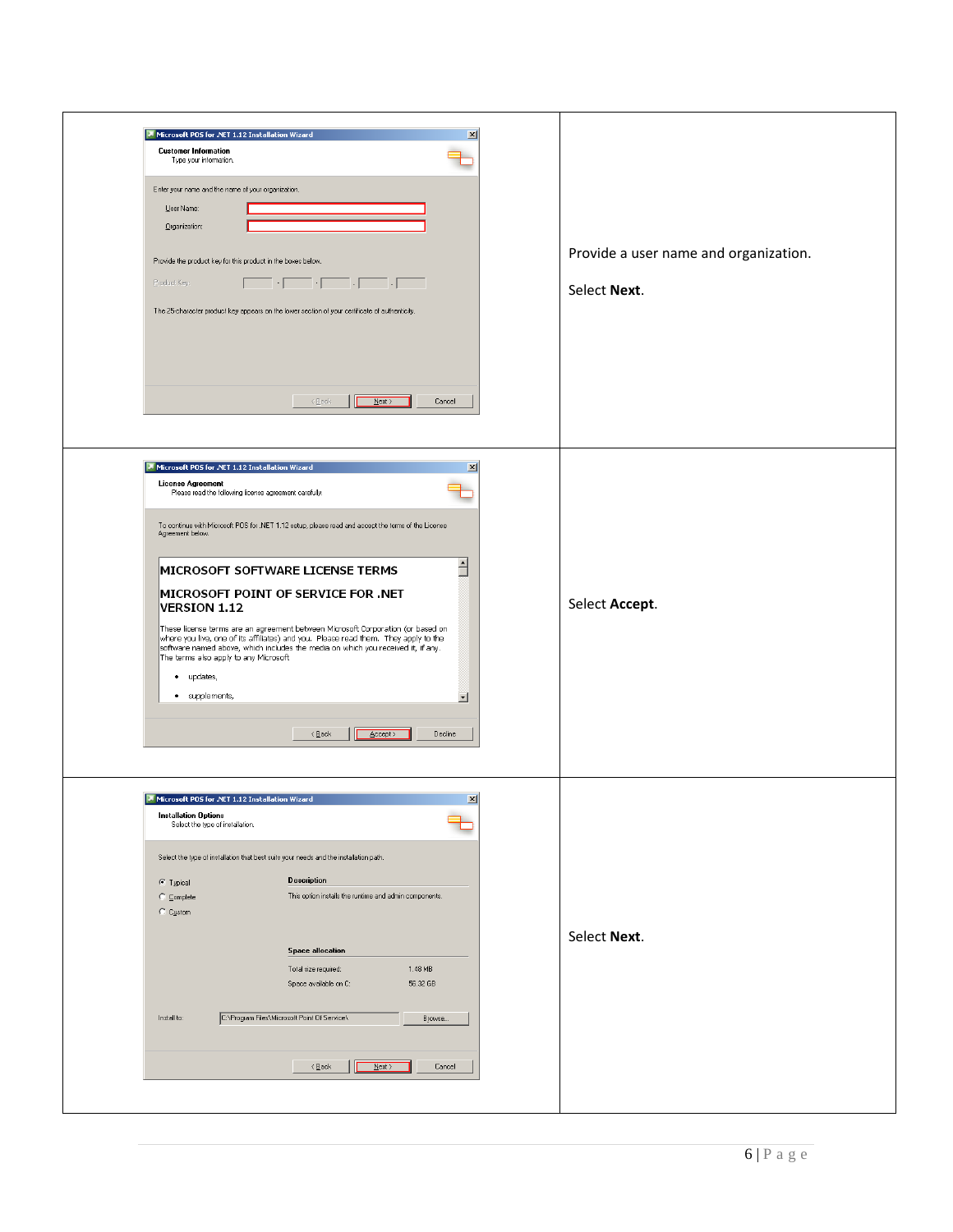| | |
|---|---|
| | Provide a user name and organization.<br><br>Select **Next**. |
| | Select **Accept**. |
| | Select **Next**. |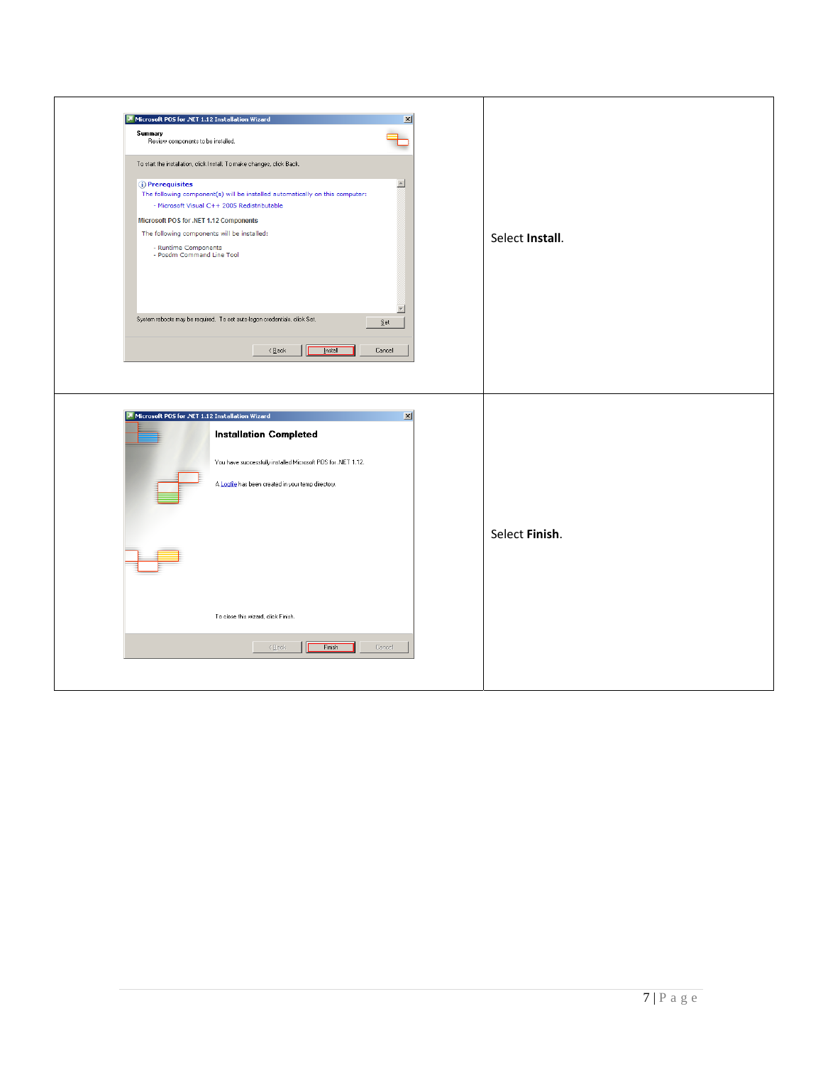| | |
|---|---|
| | Select **Install**. |
| | Select **Finish**. |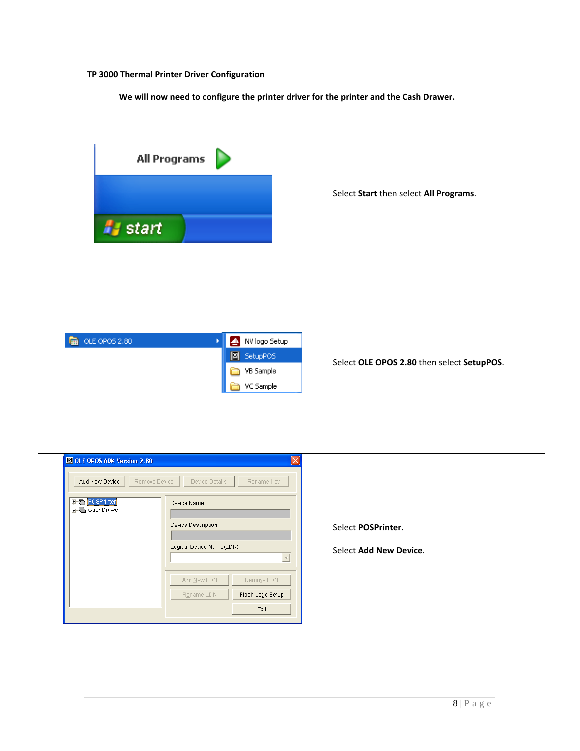**TP 3000 Thermal Printer Driver Configuration**

**We will now need to configure the printer driver for the printer and the Cash Drawer.**

| | |
|---|---|
| | Select **Start** then select **All Programs**. |
| | Select **OLE OPOS 2.80** then select **SetupPOS**. |
| | Select **POSPrinter**.<br><br>Select **Add New Device**. |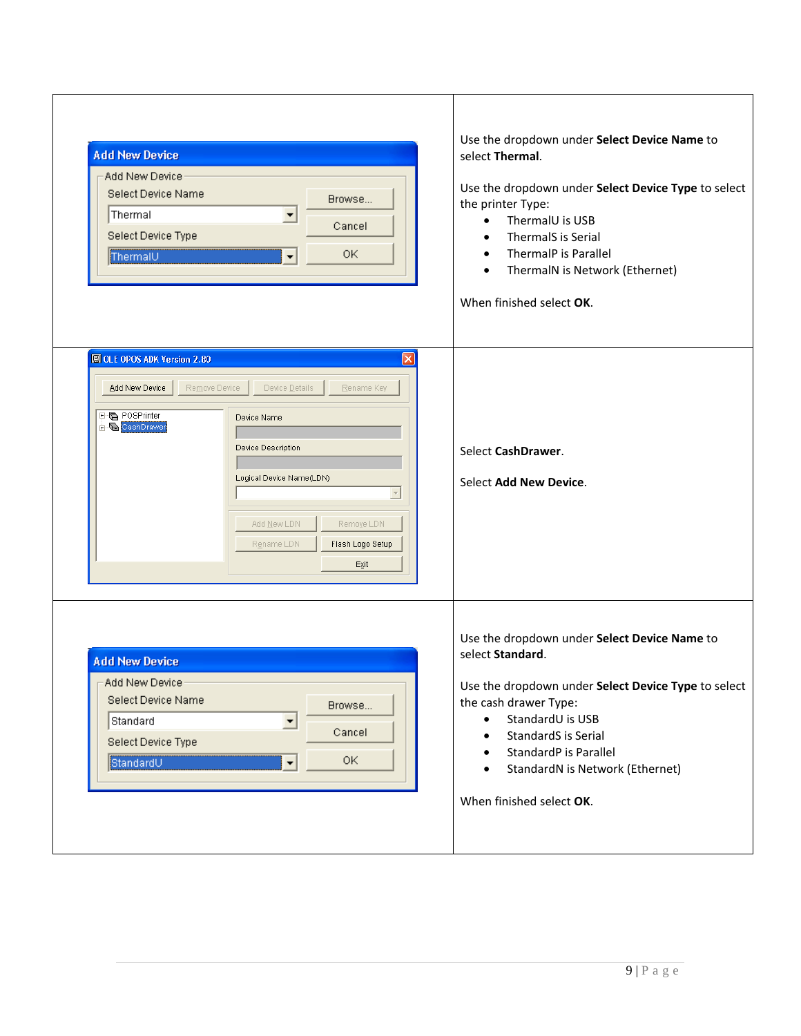Use the dropdown under **Select Device Name** to select **Thermal**.

Use the dropdown under **Select Device Type** to select the printer Type:

- ThermalU is USB
- ThermalS is Serial
- ThermalP is Parallel
- ThermalN is Network (Ethernet)

When finished select **OK**.

Select **CashDrawer**.

Select **Add New Device**.

Use the dropdown under **Select Device Name** to select **Standard**.

Use the dropdown under **Select Device Type** to select the cash drawer Type:

- StandardU is USB
- StandardS is Serial
- StandardP is Parallel
- StandardN is Network (Ethernet)

When finished select **OK**.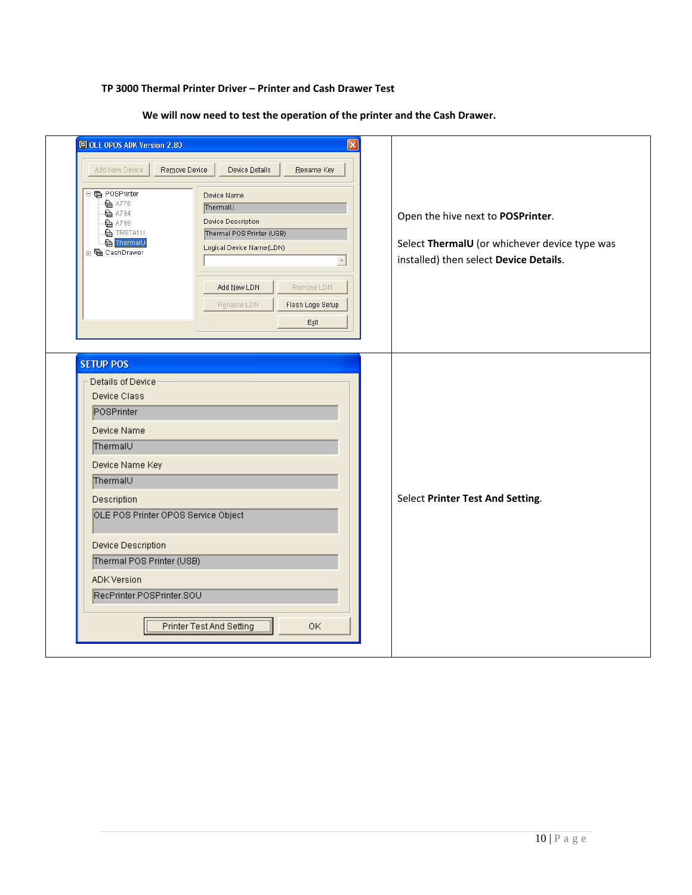**TP 3000 Thermal Printer Driver – Printer and Cash Drawer Test**

**We will now need to test the operation of the printer and the Cash Drawer.**

| | |
|---|---|
| | Open the hive next to **POSPrinter**.<br><br>Select **ThermalU** (or whichever device type was installed) then select **Device Details**. |
| | Select **Printer Test And Setting**. |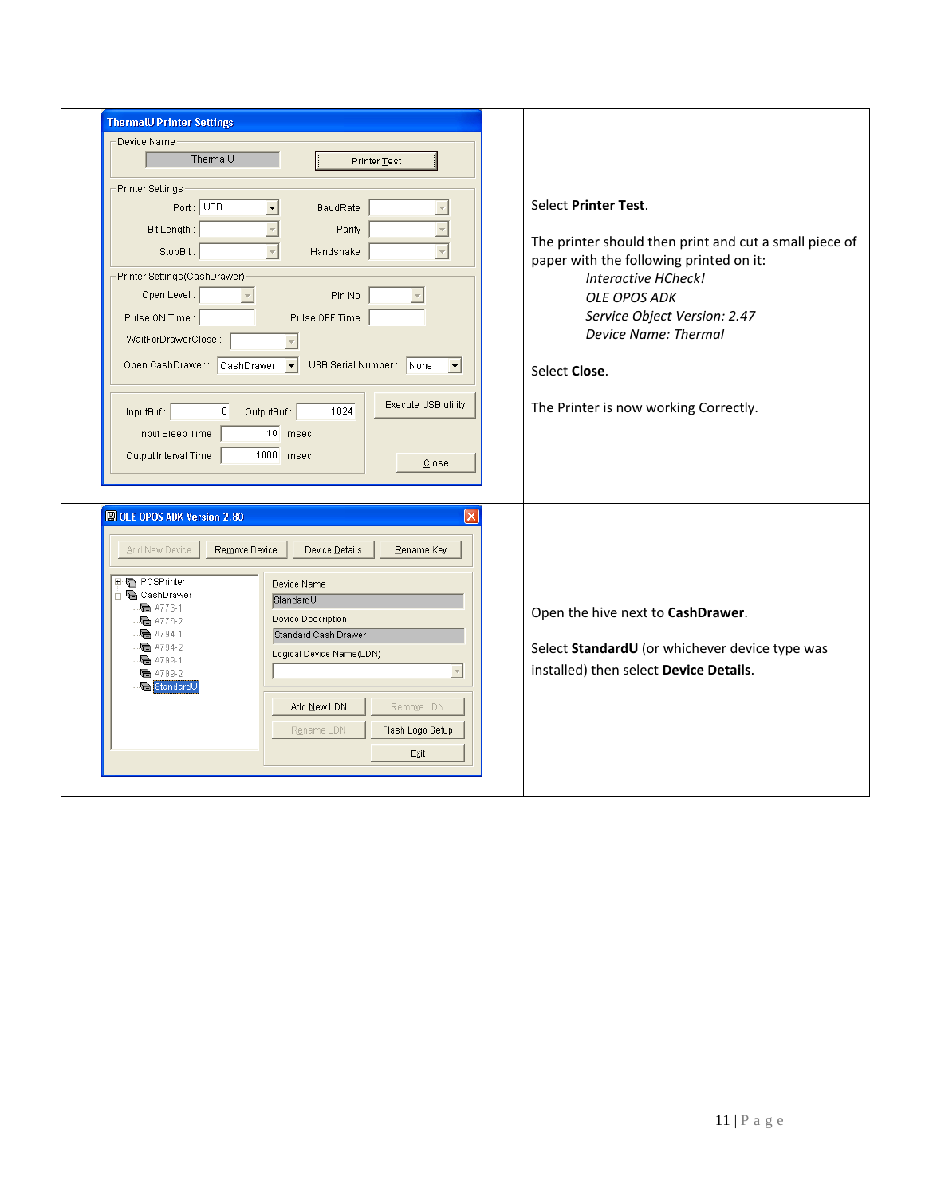| | |
|---|---|
| | Select **Printer Test**.<br><br>The printer should then print and cut a small piece of paper with the following printed on it:<br>*Interactive HCheck!*<br>*OLE OPOS ADK*<br>*Service Object Version: 2.47*<br>*Device Name: Thermal*<br><br>Select **Close**.<br><br>The Printer is now working Correctly. |
| | Open the hive next to **CashDrawer**.<br><br>Select **StandardU** (or whichever device type was installed) then select **Device Details**. |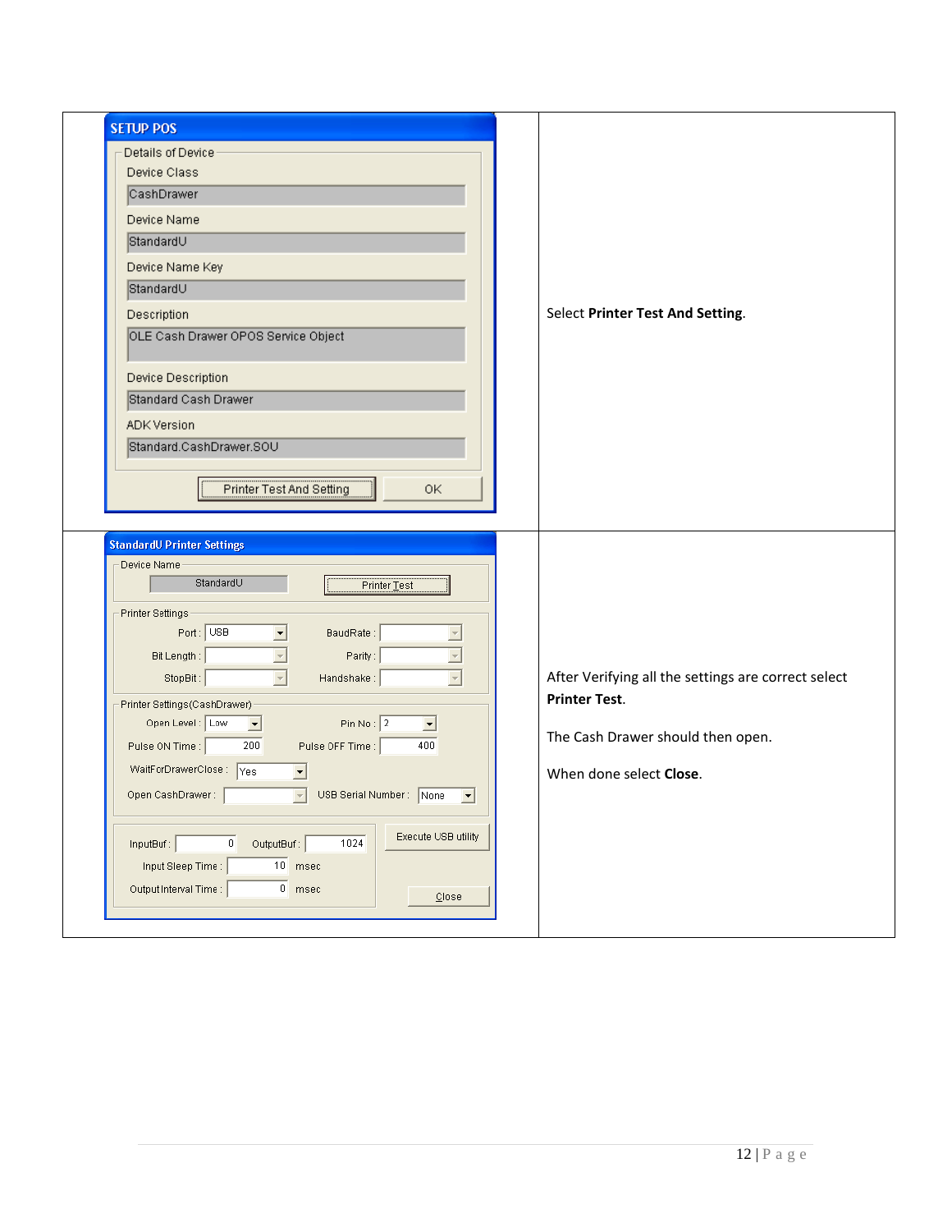| | |
|---|---|
| **SETUP POS**<br><br>Details of Device<br>Device Class: CashDrawer<br>Device Name: StandardU<br>Device Name Key: StandardU<br>Description: OLE Cash Drawer OPOS Service Object<br>Device Description: Standard Cash Drawer<br>ADK Version: Standard.CashDrawer.SOU<br><br>[Printer Test And Setting] [OK] | Select **Printer Test And Setting**. |
| **StandardU Printer Settings**<br><br>Device Name: StandardU [Printer Test]<br><br>Printer Settings<br>Port: USB; BaudRate:<br>Bit Length:; Parity:<br>StopBit:; Handshake:<br><br>Printer Settings(CashDrawer)<br>Open Level: Low; Pin No: 2<br>Pulse ON Time: 200; Pulse OFF Time: 400<br>WaitForDrawerClose: Yes<br>Open CashDrawer:; USB Serial Number: None<br><br>InputBuf: 0; OutputBuf: 1024<br>Input Sleep Time: 10 msec<br>Output Interval Time: 0 msec<br><br>[Execute USB utility] [Close] | After Verifying all the settings are correct select **Printer Test**.<br><br>The Cash Drawer should then open.<br><br>When done select **Close**. |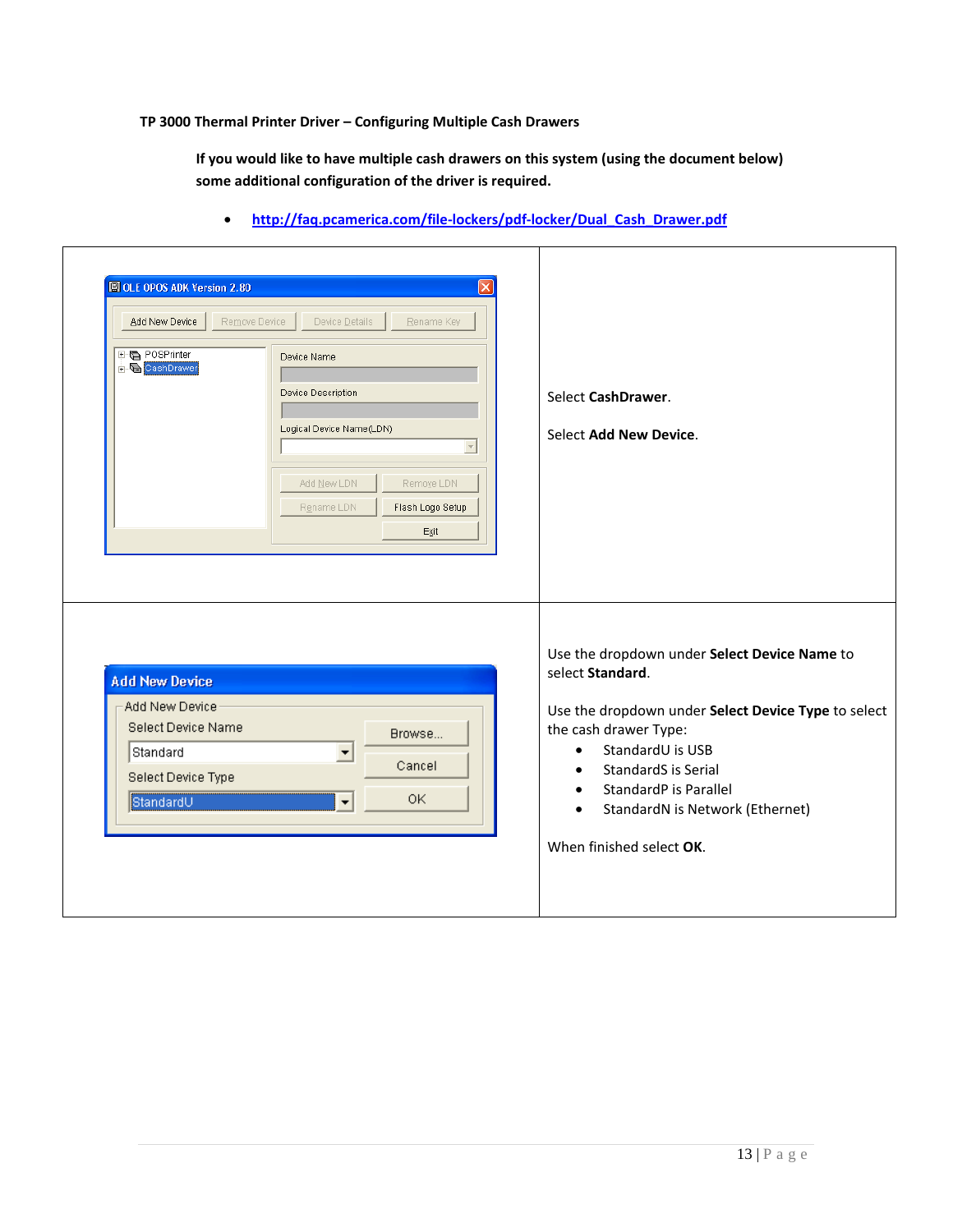**TP 3000 Thermal Printer Driver – Configuring Multiple Cash Drawers**

**If you would like to have multiple cash drawers on this system (using the document below) some additional configuration of the driver is required.**

- http://faq.pcamerica.com/file-lockers/pdf-locker/Dual_Cash_Drawer.pdf

| | |
|---|---|
| | Select **CashDrawer**.<br><br>Select **Add New Device**. |
| | Use the dropdown under **Select Device Name** to select **Standard**.<br><br>Use the dropdown under **Select Device Type** to select the cash drawer Type:<br>• StandardU is USB<br>• StandardS is Serial<br>• StandardP is Parallel<br>• StandardN is Network (Ethernet)<br><br>When finished select **OK**. |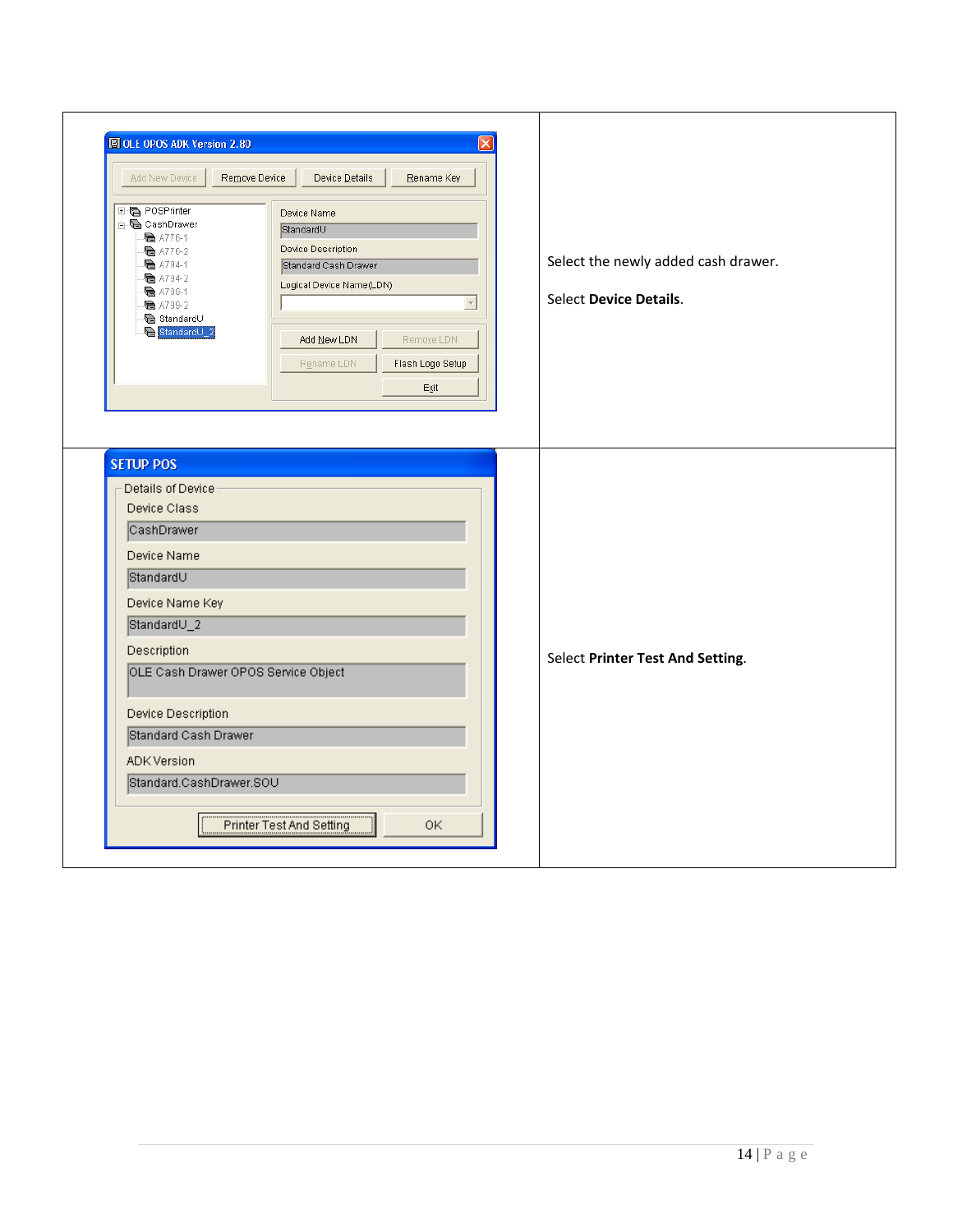| | |
|---|---|
| **OLE OPOS ADK Version 2.80**<br><br>Add New Device \| Remove Device \| Device Details \| Rename Key<br><br>POSPrinter<br>CashDrawer<br>A776-1<br>A776-2<br>A794-1<br>A794-2<br>A799-1<br>A799-2<br>StandardU<br>StandardU_2<br><br>Device Name: StandardU<br>Device Description: Standard Cash Drawer<br>Logical Device Name(LDN)<br><br>Add New LDN \| Remove LDN \| Rename LDN \| Flash Logo Setup \| Exit | Select the newly added cash drawer.<br><br>Select **Device Details**. |
| **SETUP POS**<br><br>Details of Device<br>Device Class: CashDrawer<br>Device Name: StandardU<br>Device Name Key: StandardU_2<br>Description: OLE Cash Drawer OPOS Service Object<br>Device Description: Standard Cash Drawer<br>ADK Version: Standard.CashDrawer.SOU<br><br>Printer Test And Setting \| OK | Select **Printer Test And Setting**. |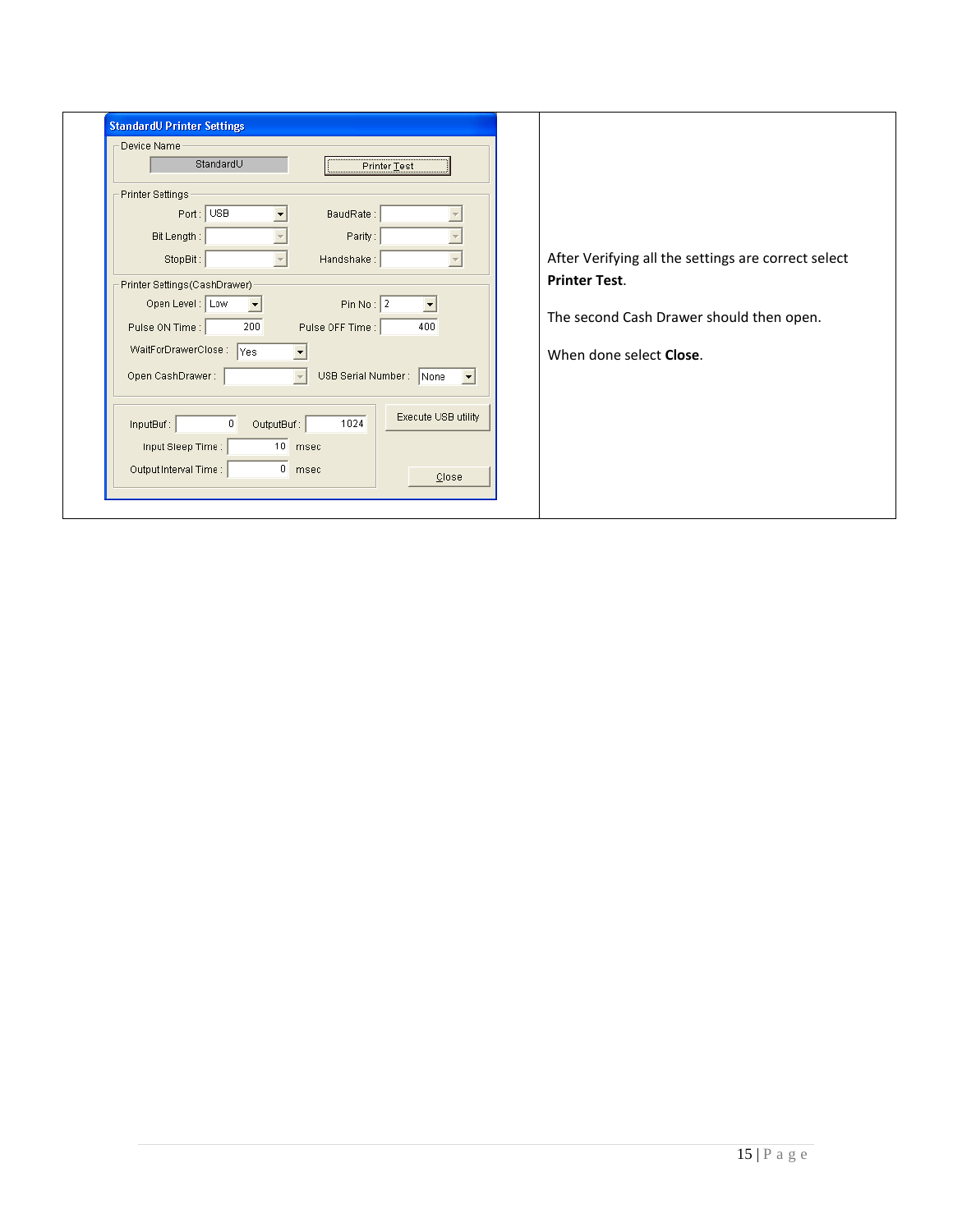| StandardU Printer Settings | After Verifying all the settings are correct select **Printer Test**.<br><br>The second Cash Drawer should then open.<br><br>When done select **Close**. |
|---|---|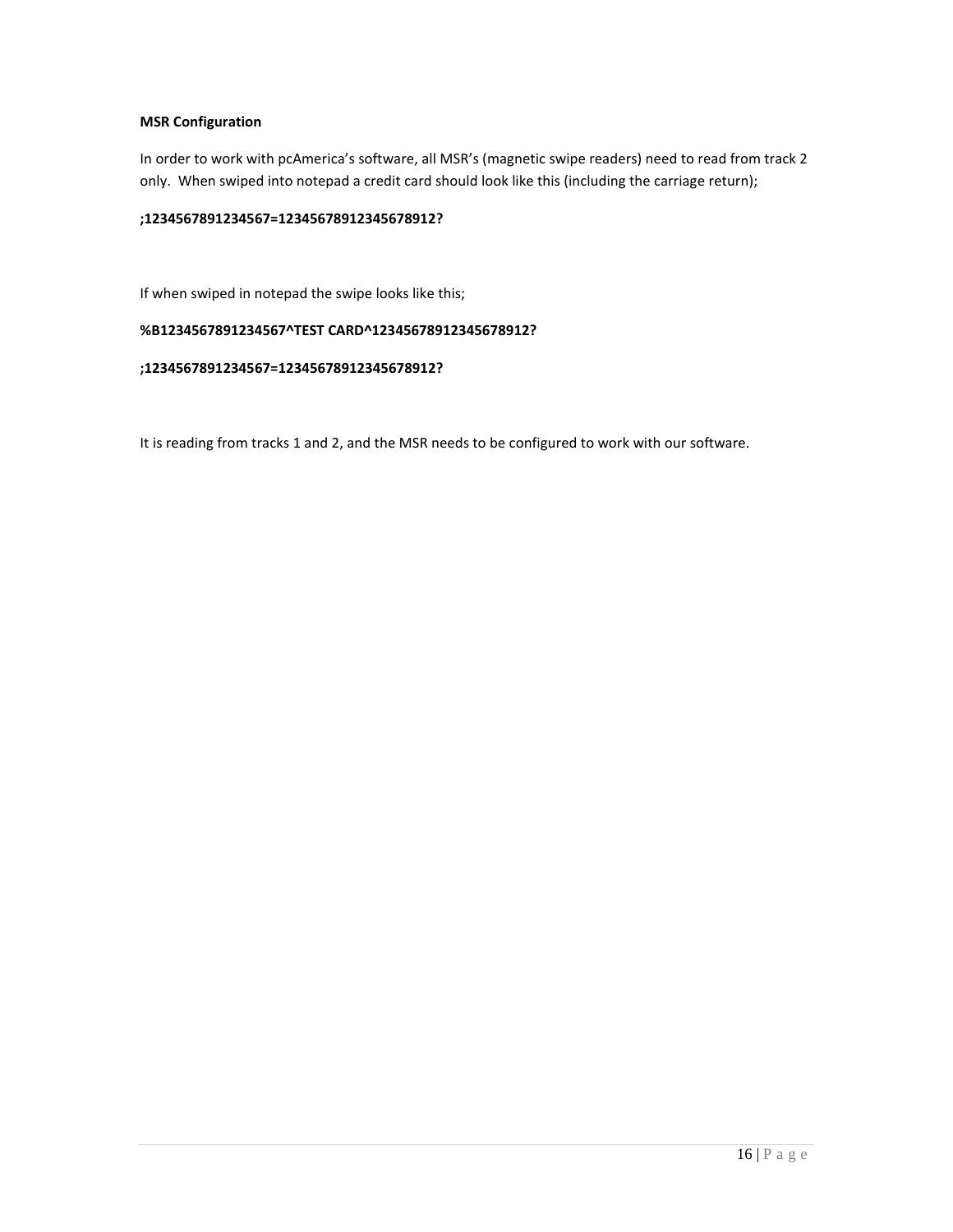**MSR Configuration**

In order to work with pcAmerica's software, all MSR's (magnetic swipe readers) need to read from track 2 only. When swiped into notepad a credit card should look like this (including the carriage return);

**;1234567891234567=12345678912345678912?**

If when swiped in notepad the swipe looks like this;

**%B1234567891234567^TEST CARD^12345678912345678912?**

**;1234567891234567=12345678912345678912?**

It is reading from tracks 1 and 2, and the MSR needs to be configured to work with our software.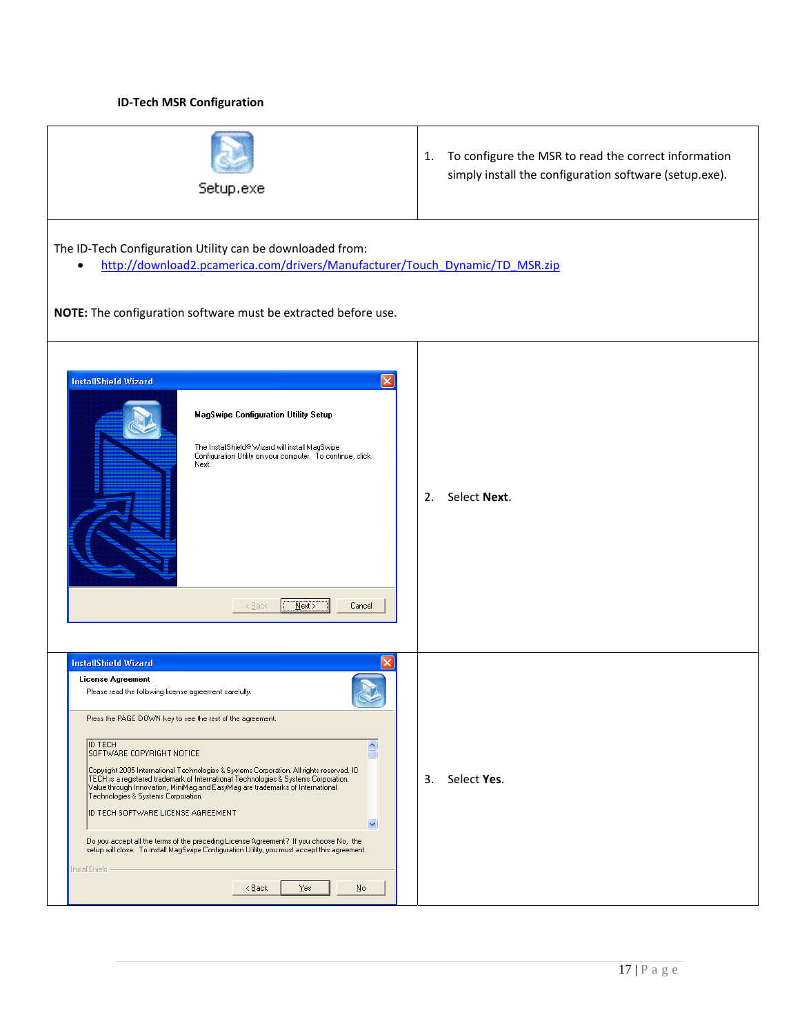**ID-Tech MSR Configuration**

| | |
|---|---|
| Setup.exe | 1. To configure the MSR to read the correct information simply install the configuration software (setup.exe). |

The ID-Tech Configuration Utility can be downloaded from:

- http://download2.pcamerica.com/drivers/Manufacturer/Touch_Dynamic/TD_MSR.zip

**NOTE:** The configuration software must be extracted before use.

| | |
|---|---|
| InstallShield Wizard<br>MagSwipe Configuration Utility Setup<br>The InstallShield® Wizard will install MagSwipe Configuration Utility on your computer. To continue, click Next.<br>< Back / Next > / Cancel | 2. Select **Next**. |
| InstallShield Wizard<br>License Agreement<br>Please read the following license agreement carefully.<br>Press the PAGE DOWN key to see the rest of the agreement.<br>ID TECH<br>SOFTWARE COPYRIGHT NOTICE<br>Copyright 2005 International Technologies & Systems Corporation. All rights reserved. ID TECH is a registered trademark of International Technologies & Systems Corporation. Value through Innovation, MiniMag and EasyMag are trademarks of International Technologies & Systems Corporation.<br>ID TECH SOFTWARE LICENSE AGREEMENT<br>Do you accept all the terms of the preceding License Agreement? If you choose No, the setup will close. To install MagSwipe Configuration Utility, you must accept this agreement.<br>InstallShield<br>< Back / Yes / No | 3. Select **Yes**. |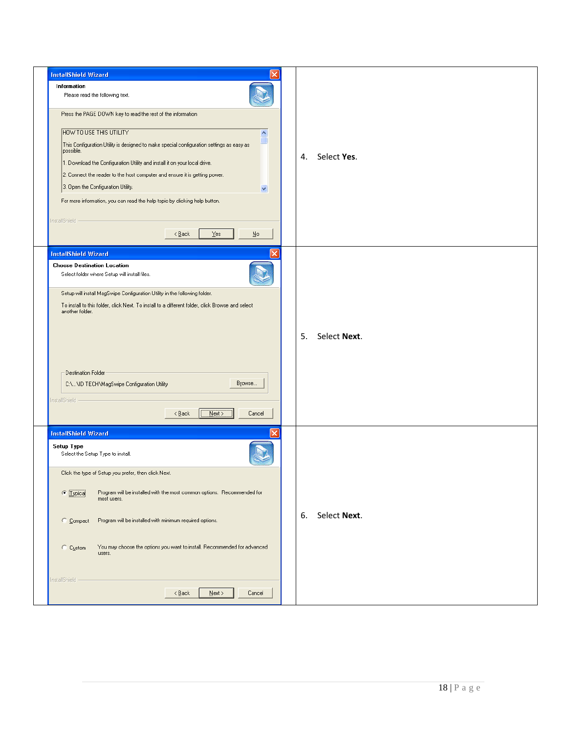| | |
|---|---|
| **InstallShield Wizard**<br>**Information**<br>Please read the following text.<br>Press the PAGE DOWN key to read the rest of the information<br>HOW TO USE THIS UTILITY<br>This Configuration Utility is designed to make special configuration settings as easy as possible.<br>1. Download the Configuration Utility and install it on your local drive.<br>2. Connect the reader to the host computer and ensure it is getting power.<br>3. Open the Configuration Utility.<br>For more information, you can read the help topic by clicking help button.<br>InstallShield<br>< Back \| Yes \| No | 4. Select **Yes**. |
| **InstallShield Wizard**<br>**Choose Destination Location**<br>Select folder where Setup will install files.<br>Setup will install MagSwipe Configuration Utility in the following folder.<br>To install to this folder, click Next. To install to a different folder, click Browse and select another folder.<br>Destination Folder<br>C:\...\ID TECH\MagSwipe Configuration Utility \| Browse...<br>InstallShield<br>< Back \| Next > \| Cancel | 5. Select **Next**. |
| **InstallShield Wizard**<br>**Setup Type**<br>Select the Setup Type to install.<br>Click the type of Setup you prefer, then click Next.<br>Typical — Program will be installed with the most common options. Recommended for most users.<br>Compact — Program will be installed with minimum required options.<br>Custom — You may choose the options you want to install. Recommended for advanced users.<br>InstallShield<br>< Back \| Next > \| Cancel | 6. Select **Next**. |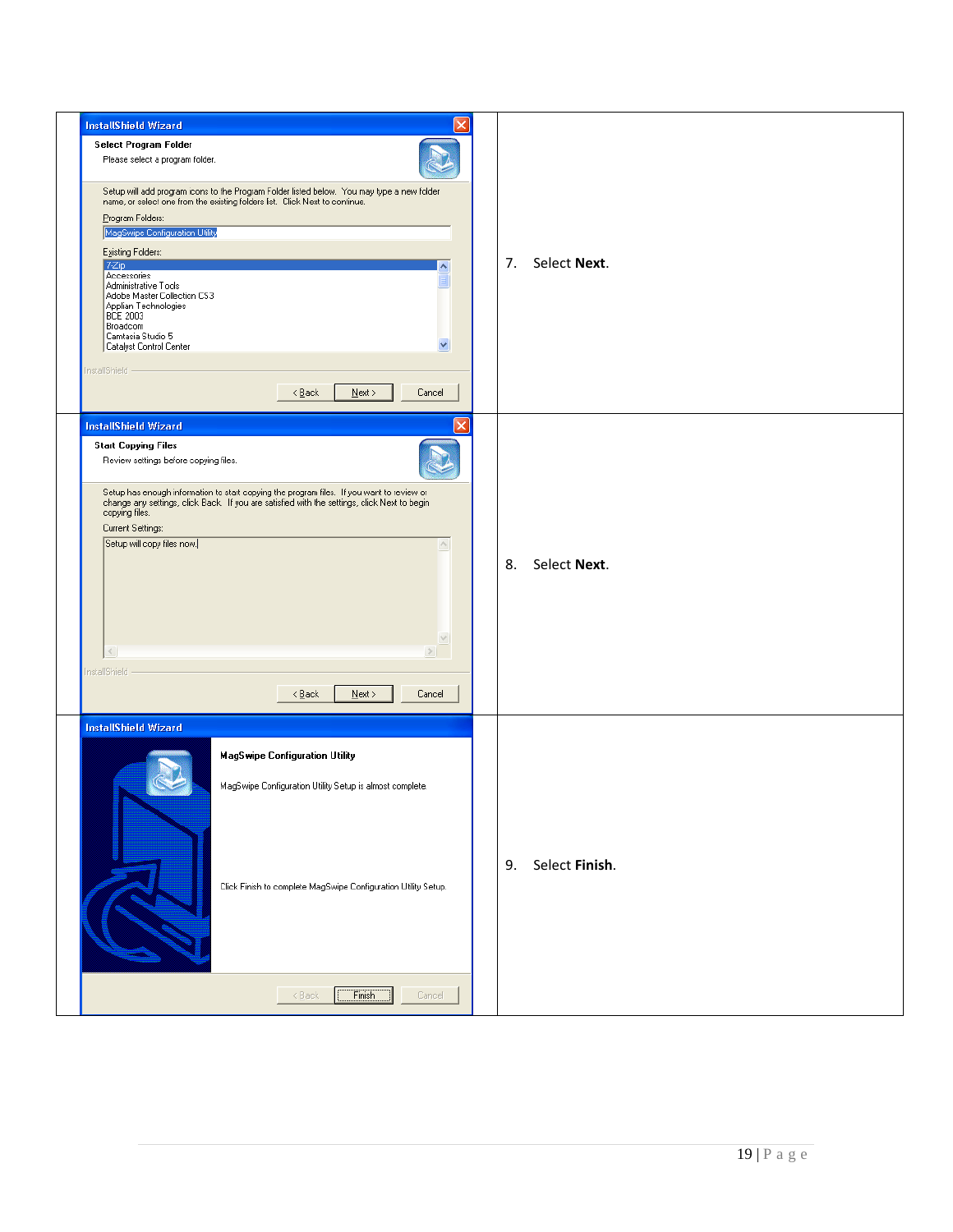| | |
|---|---|
| | 7. Select **Next**. |
| | 8. Select **Next**. |
| | 9. Select **Finish**. |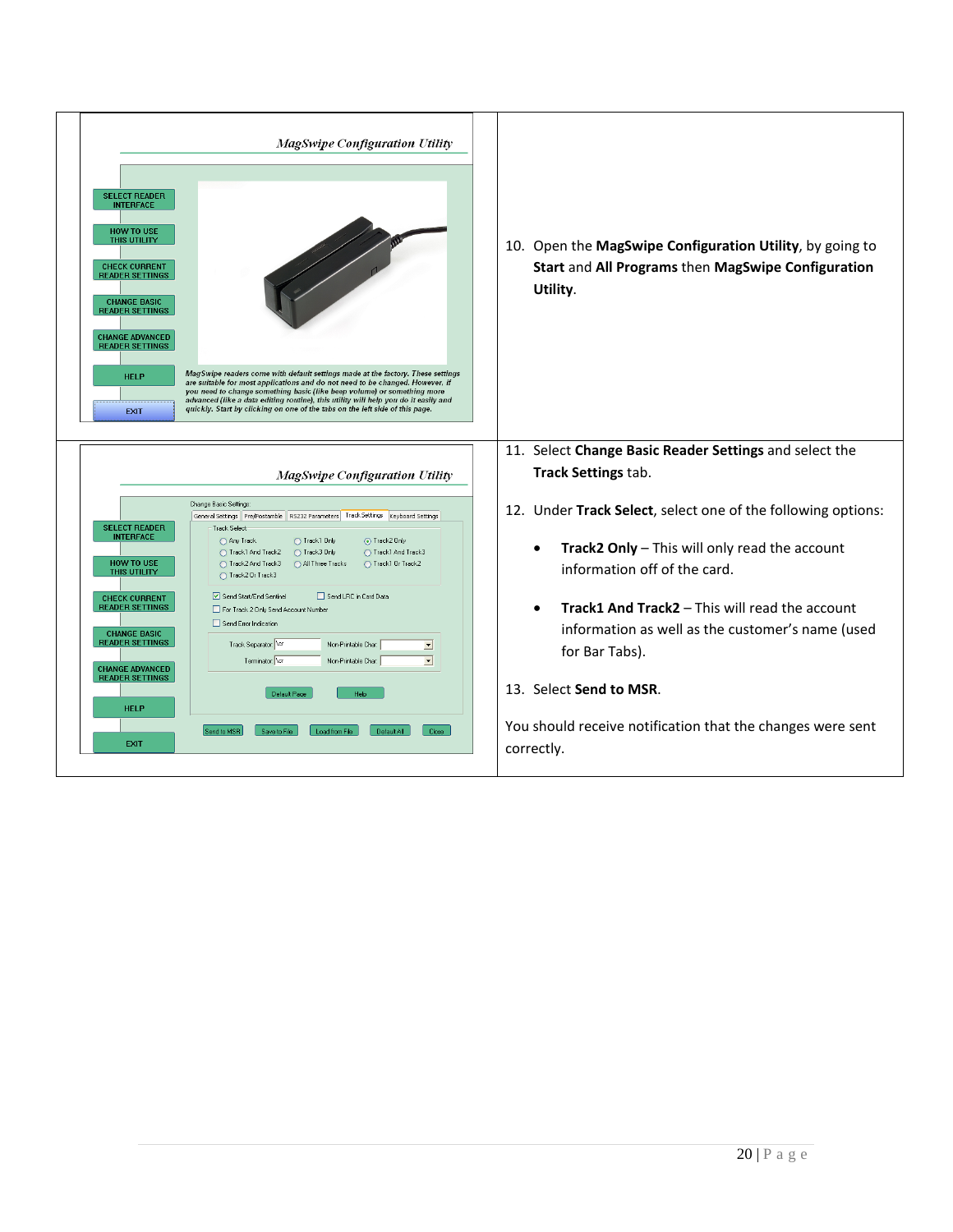10. Open the **MagSwipe Configuration Utility**, by going to **Start** and **All Programs** then **MagSwipe Configuration Utility**.

11. Select **Change Basic Reader Settings** and select the **Track Settings** tab.

12. Under **Track Select**, select one of the following options:

    - **Track2 Only** – This will only read the account information off of the card.

    - **Track1 And Track2** – This will read the account information as well as the customer's name (used for Bar Tabs).

13. Select **Send to MSR**.

You should receive notification that the changes were sent correctly.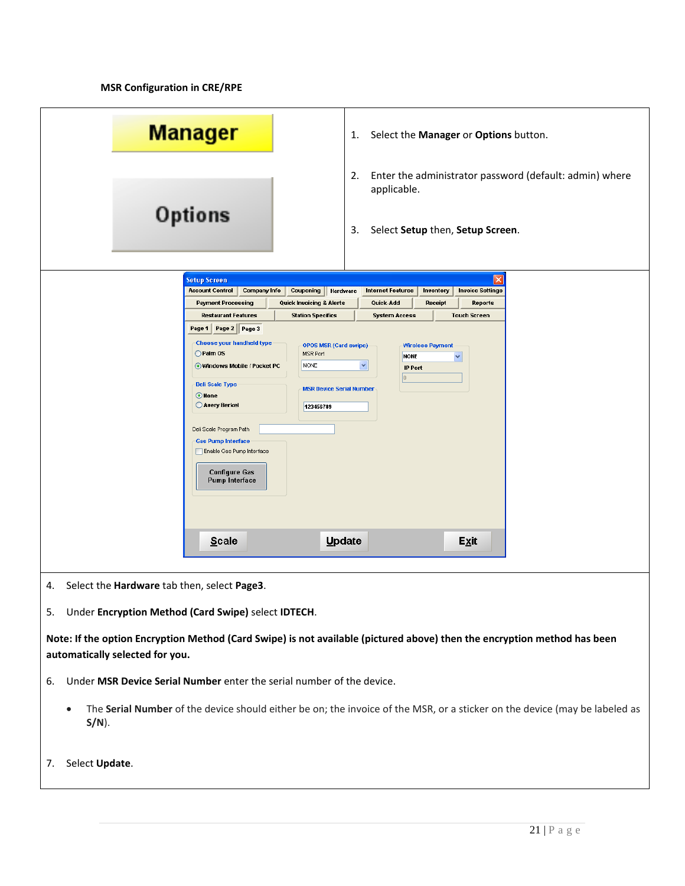**MSR Configuration in CRE/RPE**

1. Select the **Manager** or **Options** button.

2. Enter the administrator password (default: admin) where applicable.

3. Select **Setup** then, **Setup Screen**.

4. Select the **Hardware** tab then, select **Page3**.

5. Under **Encryption Method (Card Swipe)** select **IDTECH**.

**Note: If the option Encryption Method (Card Swipe) is not available (pictured above) then the encryption method has been automatically selected for you.**

6. Under **MSR Device Serial Number** enter the serial number of the device.

   - The **Serial Number** of the device should either be on; the invoice of the MSR, or a sticker on the device (may be labeled as **S/N**).

7. Select **Update**.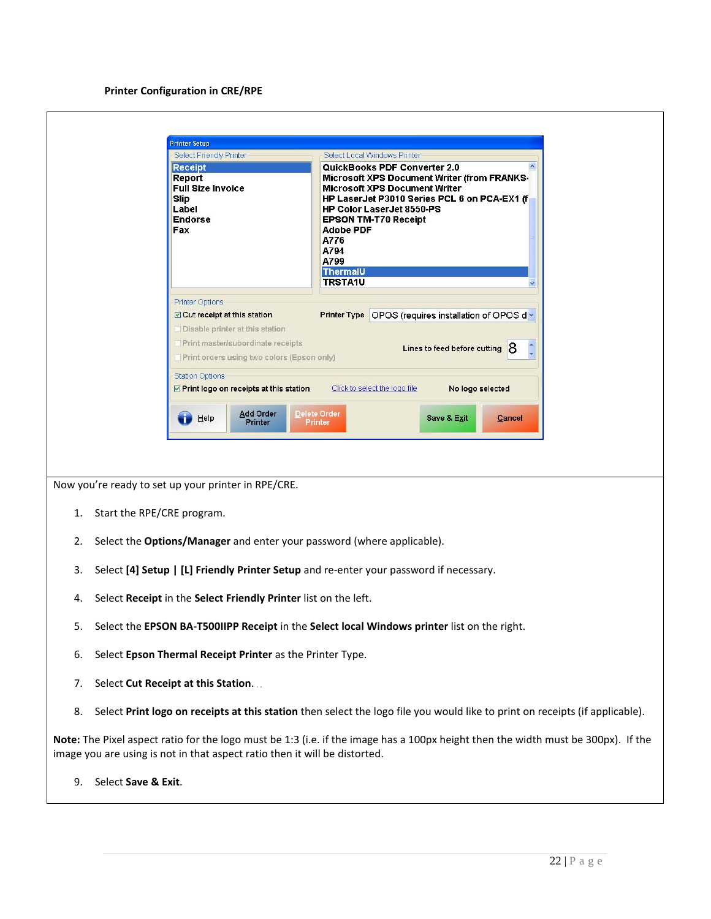**Printer Configuration in CRE/RPE**

Now you're ready to set up your printer in RPE/CRE.

1. Start the RPE/CRE program.
2. Select the **Options/Manager** and enter your password (where applicable).
3. Select **[4] Setup | [L] Friendly Printer Setup** and re-enter your password if necessary.
4. Select **Receipt** in the **Select Friendly Printer** list on the left.
5. Select the **EPSON BA-T500IIPP Receipt** in the **Select local Windows printer** list on the right.
6. Select **Epson Thermal Receipt Printer** as the Printer Type.
7. Select **Cut Receipt at this Station**.
8. Select **Print logo on receipts at this station** then select the logo file you would like to print on receipts (if applicable).

**Note:** The Pixel aspect ratio for the logo must be 1:3 (i.e. if the image has a 100px height then the width must be 300px). If the image you are using is not in that aspect ratio then it will be distorted.

9. Select **Save & Exit**.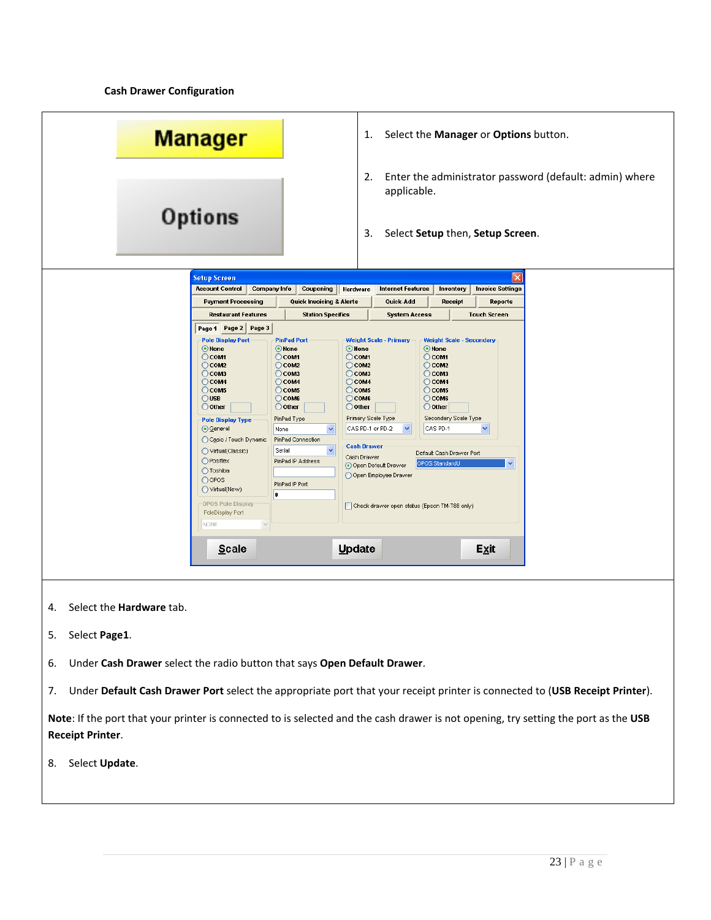**Cash Drawer Configuration**

1. Select the **Manager** or **Options** button.

2. Enter the administrator password (default: admin) where applicable.

3. Select **Setup** then, **Setup Screen**.

4. Select the **Hardware** tab.

5. Select **Page1**.

6. Under **Cash Drawer** select the radio button that says **Open Default Drawer**.

7. Under **Default Cash Drawer Port** select the appropriate port that your receipt printer is connected to (**USB Receipt Printer**).

**Note**: If the port that your printer is connected to is selected and the cash drawer is not opening, try setting the port as the **USB Receipt Printer**.

8. Select **Update**.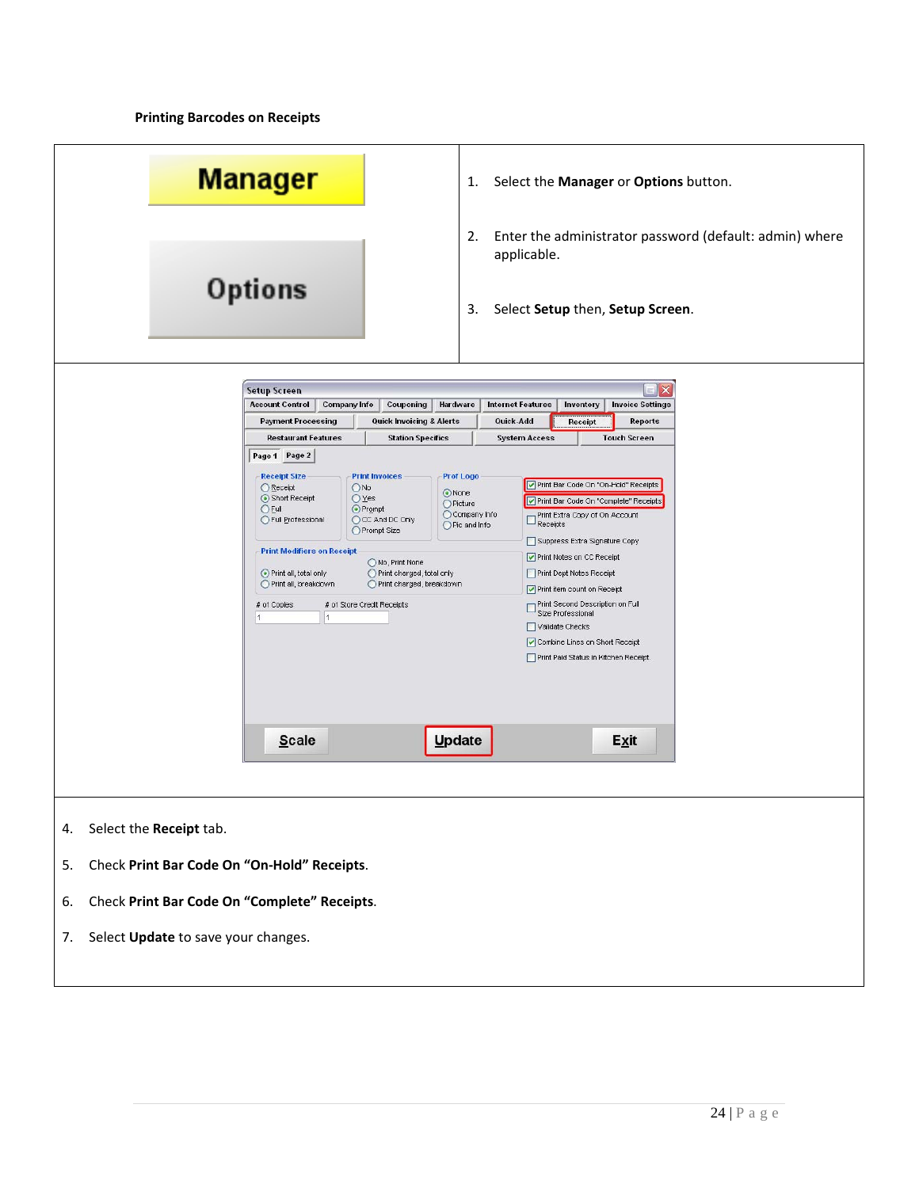**Printing Barcodes on Receipts**

1. Select the **Manager** or **Options** button.

2. Enter the administrator password (default: admin) where applicable.

3. Select **Setup** then, **Setup Screen**.

4. Select the **Receipt** tab.

5. Check **Print Bar Code On “On-Hold” Receipts**.

6. Check **Print Bar Code On “Complete” Receipts**.

7. Select **Update** to save your changes.